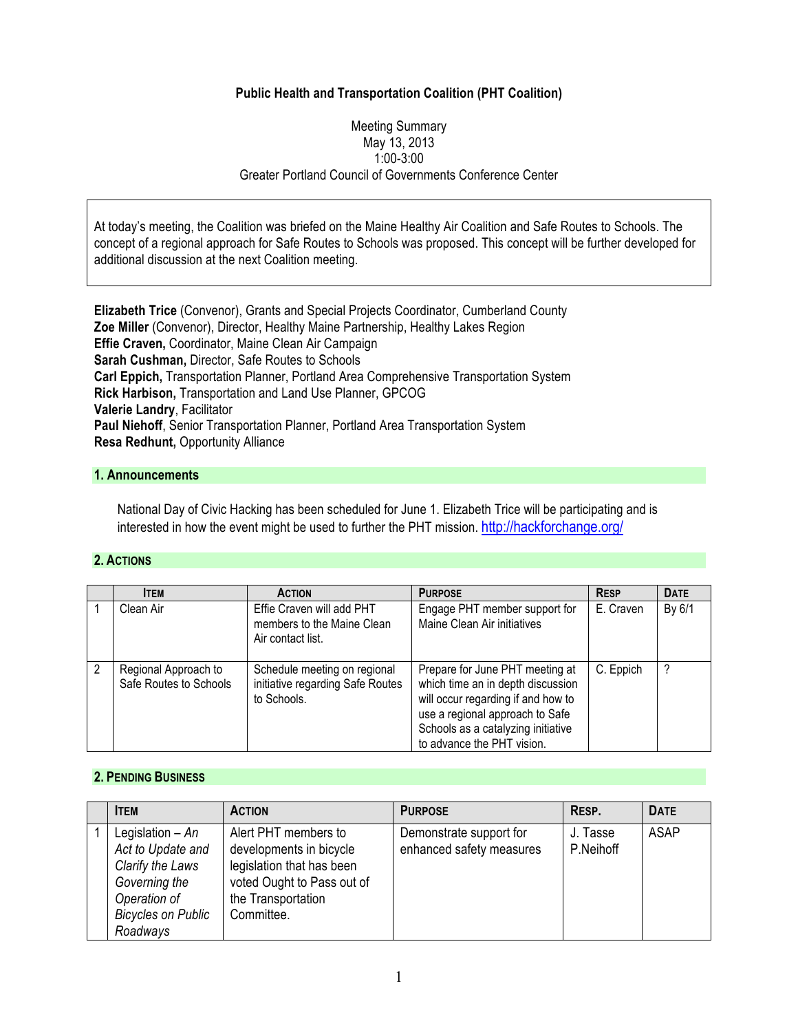**Public Health and Transportation Coalition (PHT Coalition)**

Meeting Summary
May 13, 2013
1:00-3:00
Greater Portland Council of Governments Conference Center

At today's meeting, the Coalition was briefed on the Maine Healthy Air Coalition and Safe Routes to Schools. The concept of a regional approach for Safe Routes to Schools was proposed. This concept will be further developed for additional discussion at the next Coalition meeting.

**Elizabeth Trice** (Convenor), Grants and Special Projects Coordinator, Cumberland County
**Zoe Miller** (Convenor), Director, Healthy Maine Partnership, Healthy Lakes Region
**Effie Craven,** Coordinator, Maine Clean Air Campaign
**Sarah Cushman,** Director, Safe Routes to Schools
**Carl Eppich,** Transportation Planner, Portland Area Comprehensive Transportation System
**Rick Harbison,** Transportation and Land Use Planner, GPCOG
**Valerie Landry**, Facilitator
**Paul Niehoff**, Senior Transportation Planner, Portland Area Transportation System
**Resa Redhunt,** Opportunity Alliance

## 1. Announcements

National Day of Civic Hacking has been scheduled for June 1. Elizabeth Trice will be participating and is interested in how the event might be used to further the PHT mission. http://hackforchange.org/

## 2. Actions

| | Item | Action | Purpose | Resp | Date |
|---|---|---|---|---|---|
| 1 | Clean Air | Effie Craven will add PHT members to the Maine Clean Air contact list. | Engage PHT member support for Maine Clean Air initiatives | E. Craven | By 6/1 |
| 2 | Regional Approach to Safe Routes to Schools | Schedule meeting on regional initiative regarding Safe Routes to Schools. | Prepare for June PHT meeting at which time an in depth discussion will occur regarding if and how to use a regional approach to Safe Schools as a catalyzing initiative to advance the PHT vision. | C. Eppich | ? |

## 2. Pending Business

| | Item | Action | Purpose | Resp. | Date |
|---|---|---|---|---|---|
| 1 | Legislation – *An Act to Update and Clarify the Laws Governing the Operation of Bicycles on Public Roadways* | Alert PHT members to developments in bicycle legislation that has been voted Ought to Pass out of the Transportation Committee. | Demonstrate support for enhanced safety measures | J. Tasse P.Neihoff | ASAP |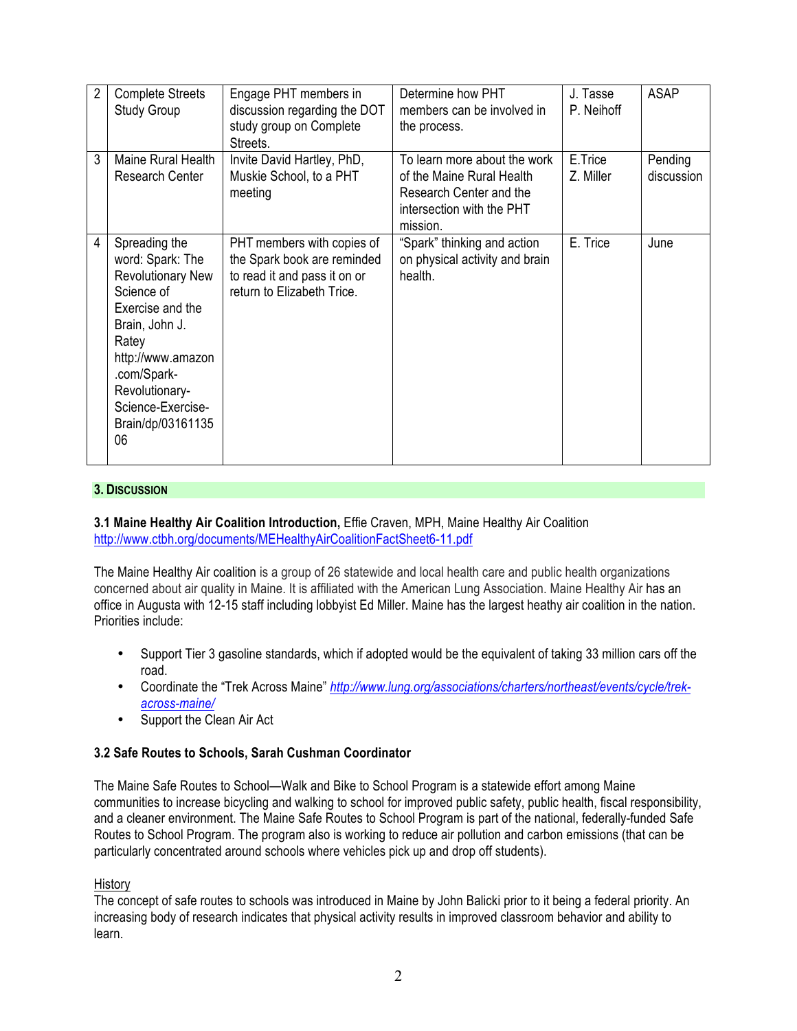| 2 | Complete Streets Study Group | Engage PHT members in discussion regarding the DOT study group on Complete Streets. | Determine how PHT members can be involved in the process. | J. Tasse P. Neihoff | ASAP |
|---|---|---|---|---|---|
| 3 | Maine Rural Health Research Center | Invite David Hartley, PhD, Muskie School, to a PHT meeting | To learn more about the work of the Maine Rural Health Research Center and the intersection with the PHT mission. | E.Trice Z. Miller | Pending discussion |
| 4 | Spreading the word: Spark: The Revolutionary New Science of Exercise and the Brain, John J. Ratey http://www.amazon.com/Spark-Revolutionary-Science-Exercise-Brain/dp/0316113506 | PHT members with copies of the Spark book are reminded to read it and pass it on or return to Elizabeth Trice. | "Spark" thinking and action on physical activity and brain health. | E. Trice | June |

## 3. Discussion

**3.1 Maine Healthy Air Coalition Introduction,** Effie Craven, MPH, Maine Healthy Air Coalition
http://www.ctbh.org/documents/MEHealthyAirCoalitionFactSheet6-11.pdf

The Maine Healthy Air coalition is a group of 26 statewide and local health care and public health organizations concerned about air quality in Maine. It is affiliated with the American Lung Association. Maine Healthy Air has an office in Augusta with 12-15 staff including lobbyist Ed Miller. Maine has the largest heathy air coalition in the nation. Priorities include:

- Support Tier 3 gasoline standards, which if adopted would be the equivalent of taking 33 million cars off the road.
- Coordinate the "Trek Across Maine" *http://www.lung.org/associations/charters/northeast/events/cycle/trek-across-maine/*
- Support the Clean Air Act

**3.2 Safe Routes to Schools, Sarah Cushman Coordinator**

The Maine Safe Routes to School—Walk and Bike to School Program is a statewide effort among Maine communities to increase bicycling and walking to school for improved public safety, public health, fiscal responsibility, and a cleaner environment. The Maine Safe Routes to School Program is part of the national, federally-funded Safe Routes to School Program. The program also is working to reduce air pollution and carbon emissions (that can be particularly concentrated around schools where vehicles pick up and drop off students).

History

The concept of safe routes to schools was introduced in Maine by John Balicki prior to it being a federal priority. An increasing body of research indicates that physical activity results in improved classroom behavior and ability to learn.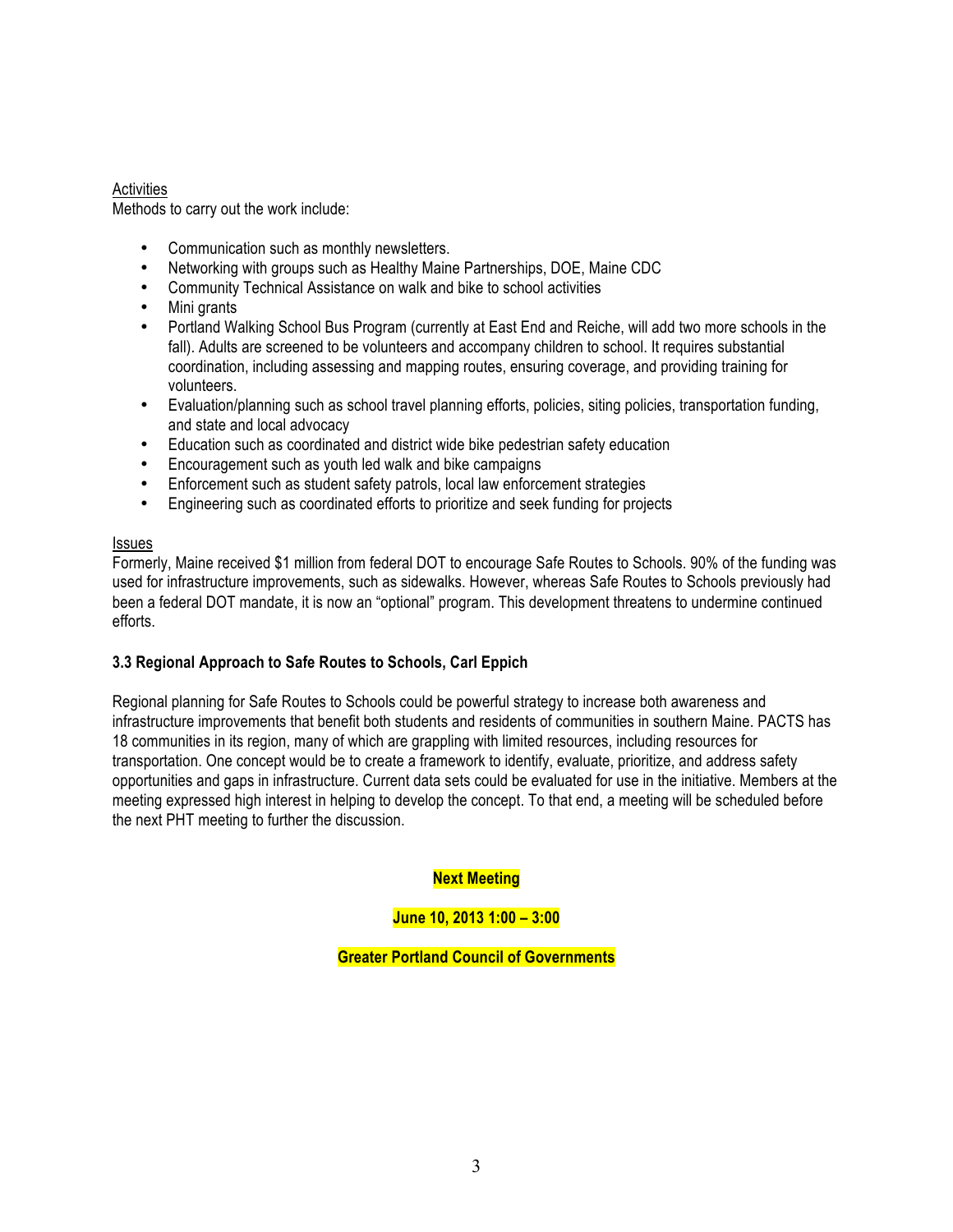Activities

Methods to carry out the work include:

- Communication such as monthly newsletters.
- Networking with groups such as Healthy Maine Partnerships, DOE, Maine CDC
- Community Technical Assistance on walk and bike to school activities
- Mini grants
- Portland Walking School Bus Program (currently at East End and Reiche, will add two more schools in the fall). Adults are screened to be volunteers and accompany children to school. It requires substantial coordination, including assessing and mapping routes, ensuring coverage, and providing training for volunteers.
- Evaluation/planning such as school travel planning efforts, policies, siting policies, transportation funding, and state and local advocacy
- Education such as coordinated and district wide bike pedestrian safety education
- Encouragement such as youth led walk and bike campaigns
- Enforcement such as student safety patrols, local law enforcement strategies
- Engineering such as coordinated efforts to prioritize and seek funding for projects

Issues

Formerly, Maine received $1 million from federal DOT to encourage Safe Routes to Schools. 90% of the funding was used for infrastructure improvements, such as sidewalks. However, whereas Safe Routes to Schools previously had been a federal DOT mandate, it is now an "optional" program. This development threatens to undermine continued efforts.

**3.3 Regional Approach to Safe Routes to Schools, Carl Eppich**

Regional planning for Safe Routes to Schools could be powerful strategy to increase both awareness and infrastructure improvements that benefit both students and residents of communities in southern Maine. PACTS has 18 communities in its region, many of which are grappling with limited resources, including resources for transportation. One concept would be to create a framework to identify, evaluate, prioritize, and address safety opportunities and gaps in infrastructure. Current data sets could be evaluated for use in the initiative. Members at the meeting expressed high interest in helping to develop the concept. To that end, a meeting will be scheduled before the next PHT meeting to further the discussion.

**Next Meeting**

**June 10, 2013 1:00 – 3:00**

**Greater Portland Council of Governments**